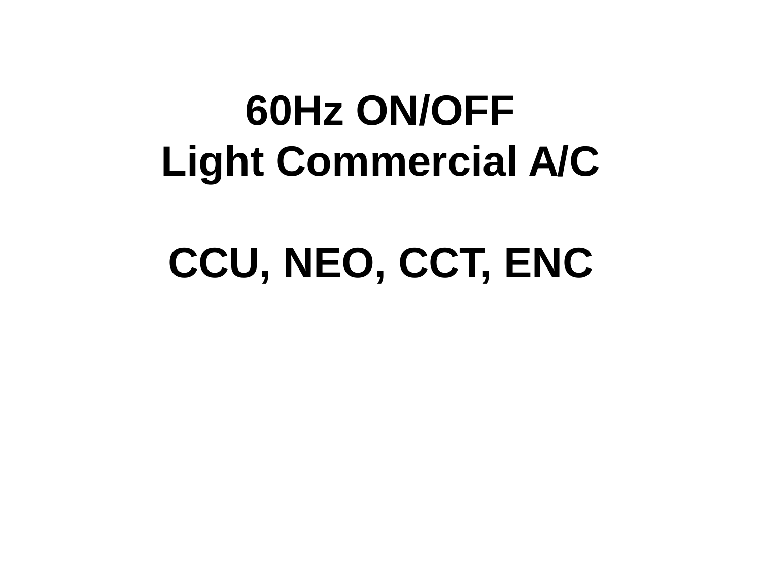# 60Hz ON/OFF
# Light Commercial A/C

# CCU, NEO, CCT, ENC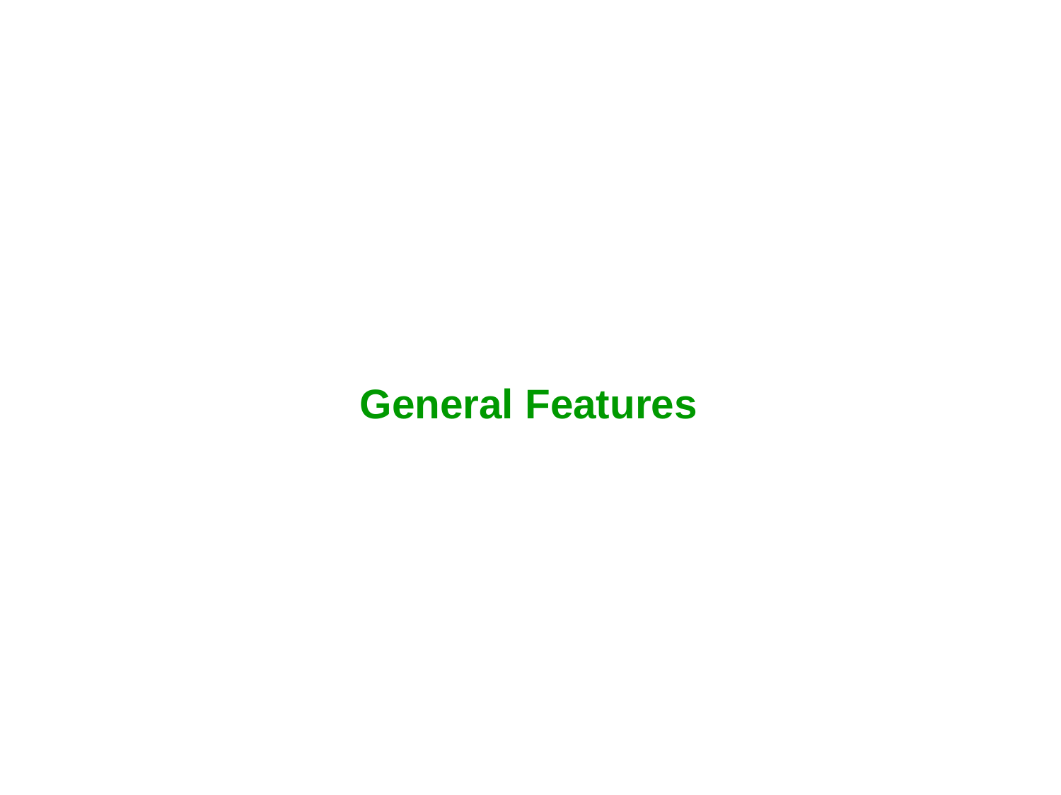# General Features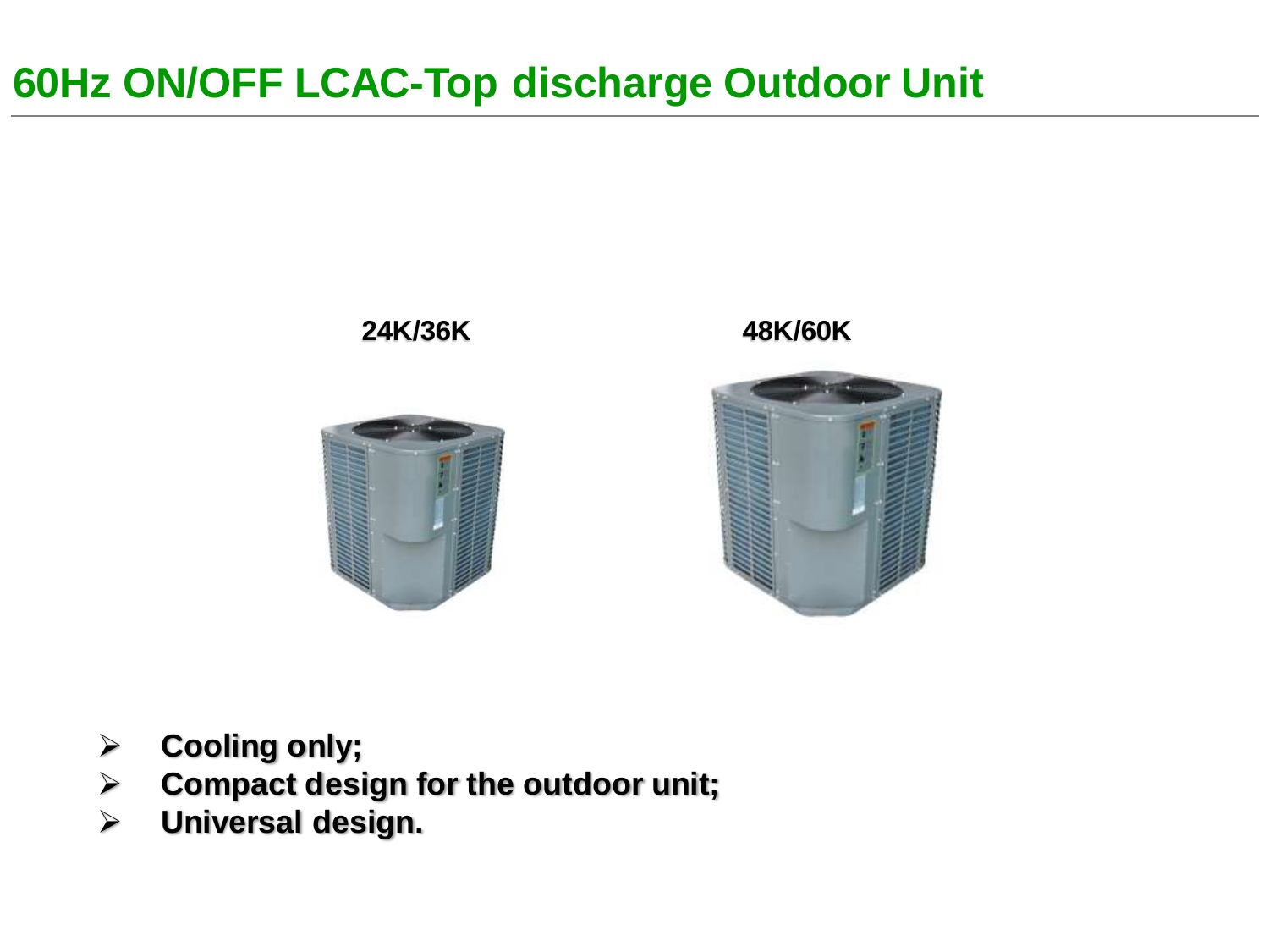# 60Hz ON/OFF LCAC-Top discharge Outdoor Unit

24K/36K

48K/60K

- **Cooling only;**
- **Compact design for the outdoor unit;**
- **Universal design.**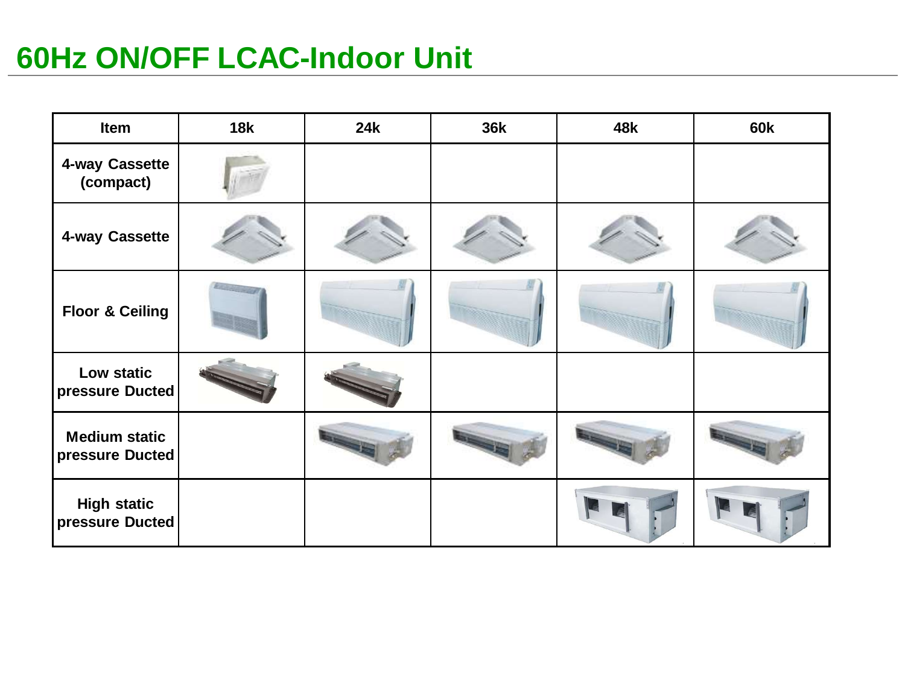# 60Hz ON/OFF LCAC-Indoor Unit

| Item | 18k | 24k | 36k | 48k | 60k |
|---|---|---|---|---|---|
| 4-way Cassette (compact) | | | | | |
| 4-way Cassette | | | | | |
| Floor & Ceiling | | | | | |
| Low static pressure Ducted | | | | | |
| Medium static pressure Ducted | | | | | |
| High static pressure Ducted | | | | | |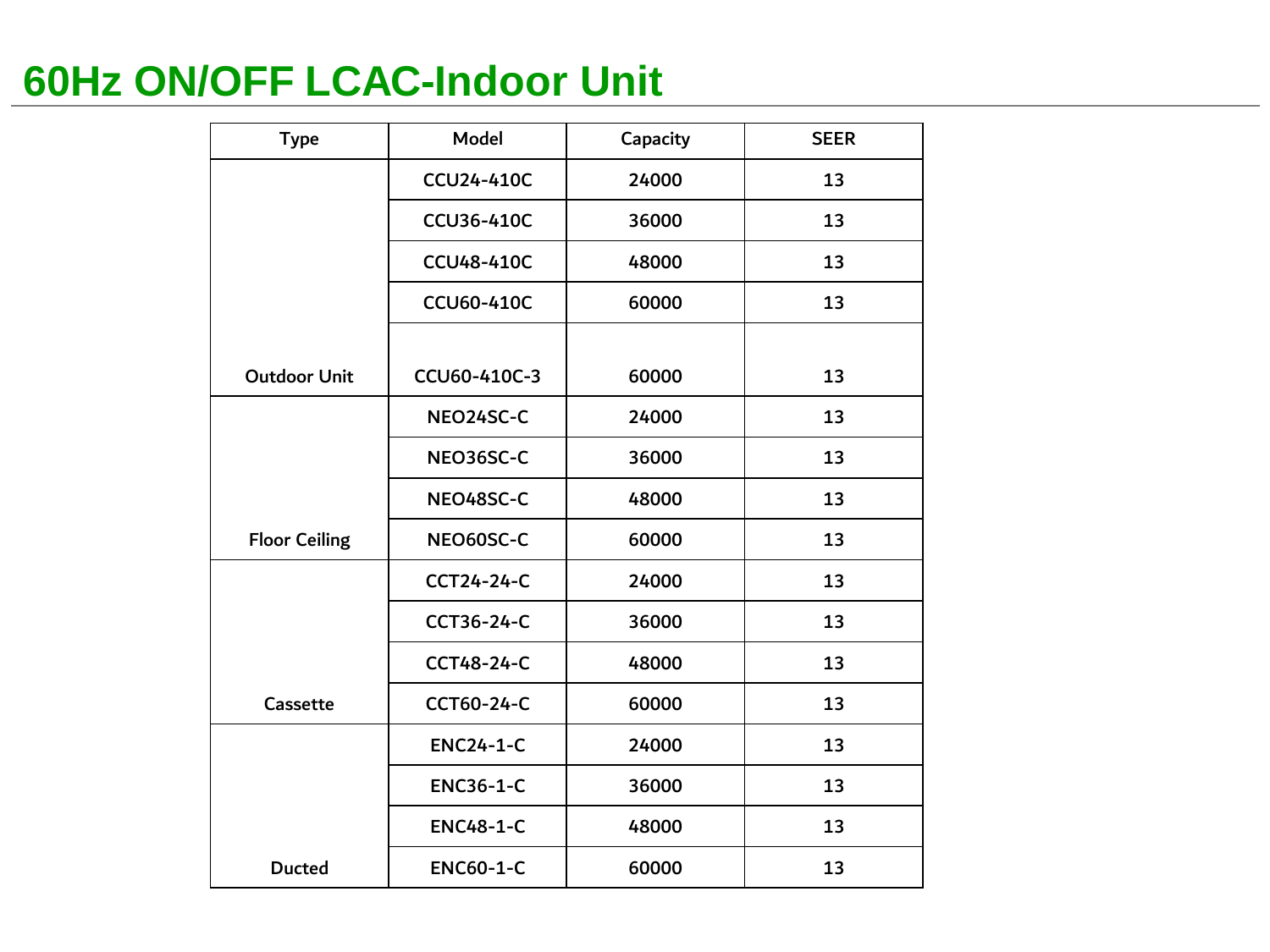# 60Hz ON/OFF LCAC-Indoor Unit

| Type | Model | Capacity | SEER |
| --- | --- | --- | --- |
| Outdoor Unit | CCU24-410C | 24000 | 13 |
| | CCU36-410C | 36000 | 13 |
| | CCU48-410C | 48000 | 13 |
| | CCU60-410C | 60000 | 13 |
| | CCU60-410C-3 | 60000 | 13 |
| Floor Ceiling | NEO24SC-C | 24000 | 13 |
| | NEO36SC-C | 36000 | 13 |
| | NEO48SC-C | 48000 | 13 |
| | NEO60SC-C | 60000 | 13 |
| Cassette | CCT24-24-C | 24000 | 13 |
| | CCT36-24-C | 36000 | 13 |
| | CCT48-24-C | 48000 | 13 |
| | CCT60-24-C | 60000 | 13 |
| Ducted | ENC24-1-C | 24000 | 13 |
| | ENC36-1-C | 36000 | 13 |
| | ENC48-1-C | 48000 | 13 |
| | ENC60-1-C | 60000 | 13 |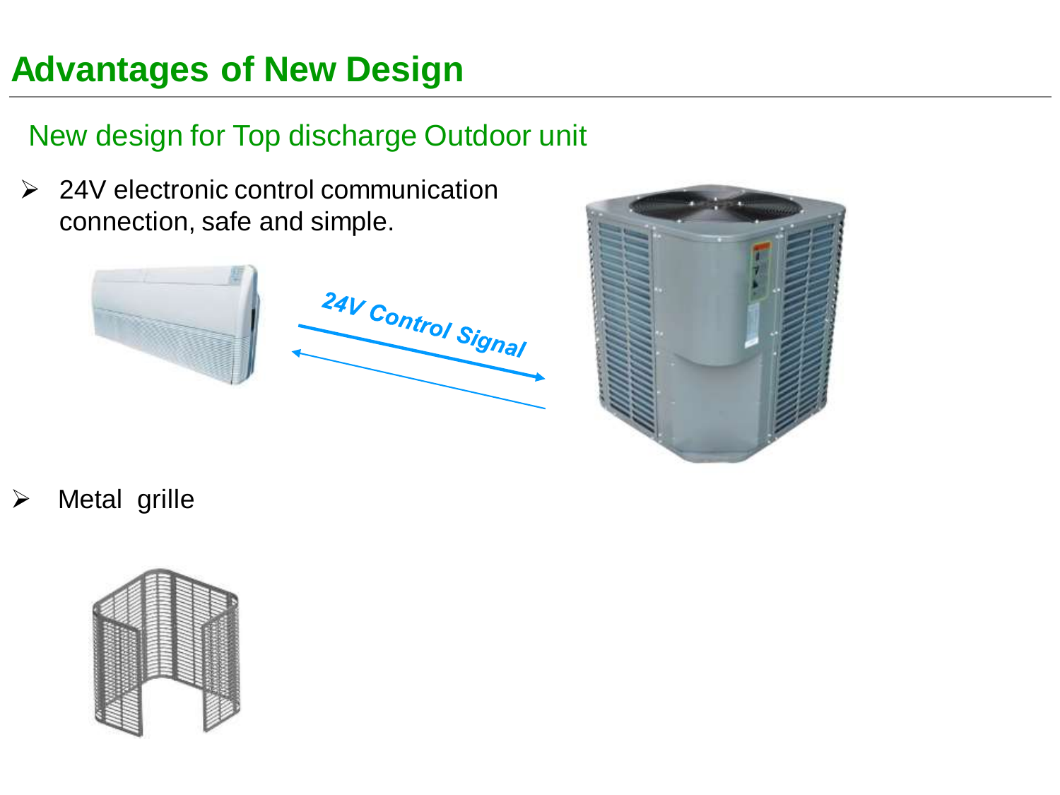# Advantages of New Design

## New design for Top discharge Outdoor unit

- 24V electronic control communication connection, safe and simple.

24V Control Signal

- Metal grille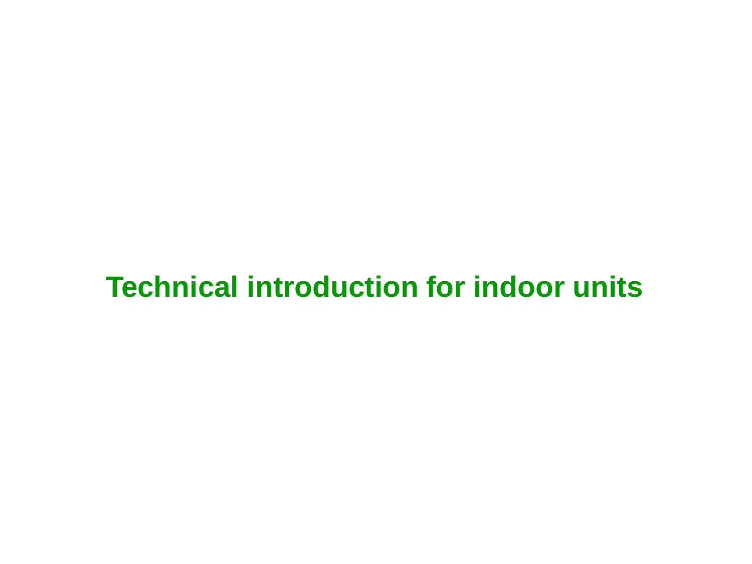# Technical introduction for indoor units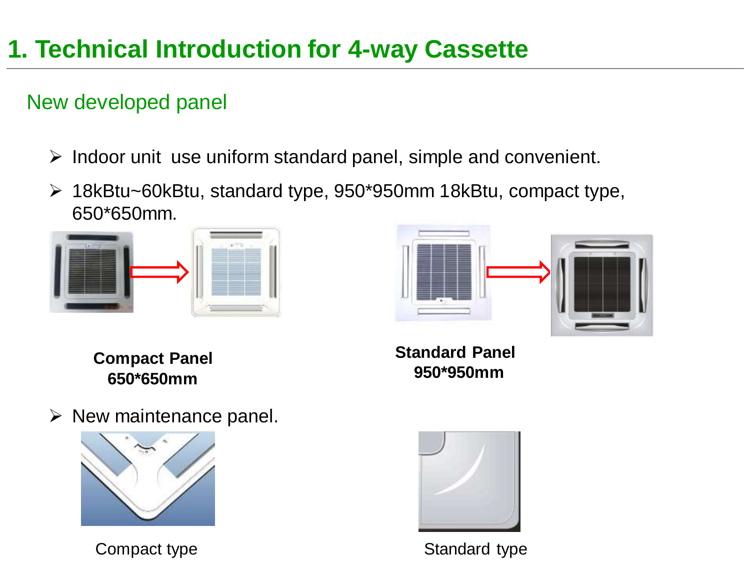# 1. Technical Introduction for 4-way Cassette

## New developed panel

- Indoor unit use uniform standard panel, simple and convenient.
- 18kBtu~60kBtu, standard type, 950*950mm 18kBtu, compact type, 650*650mm.

**Compact Panel 650*650mm**

**Standard Panel 950*950mm**

- New maintenance panel.

Compact type

Standard type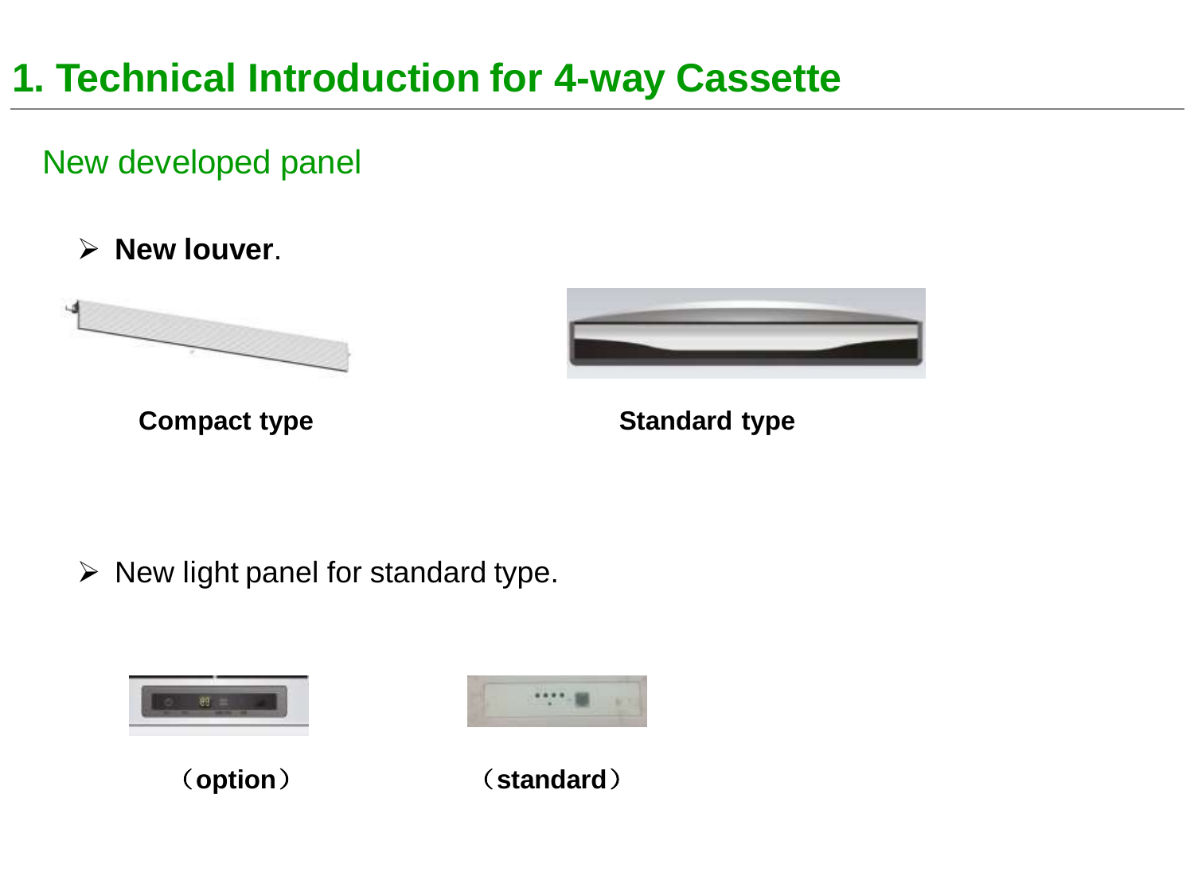# 1. Technical Introduction for 4-way Cassette

## New developed panel

- **New louver**.

**Compact type**

**Standard type**

- New light panel for standard type.

**（option）**

**（standard）**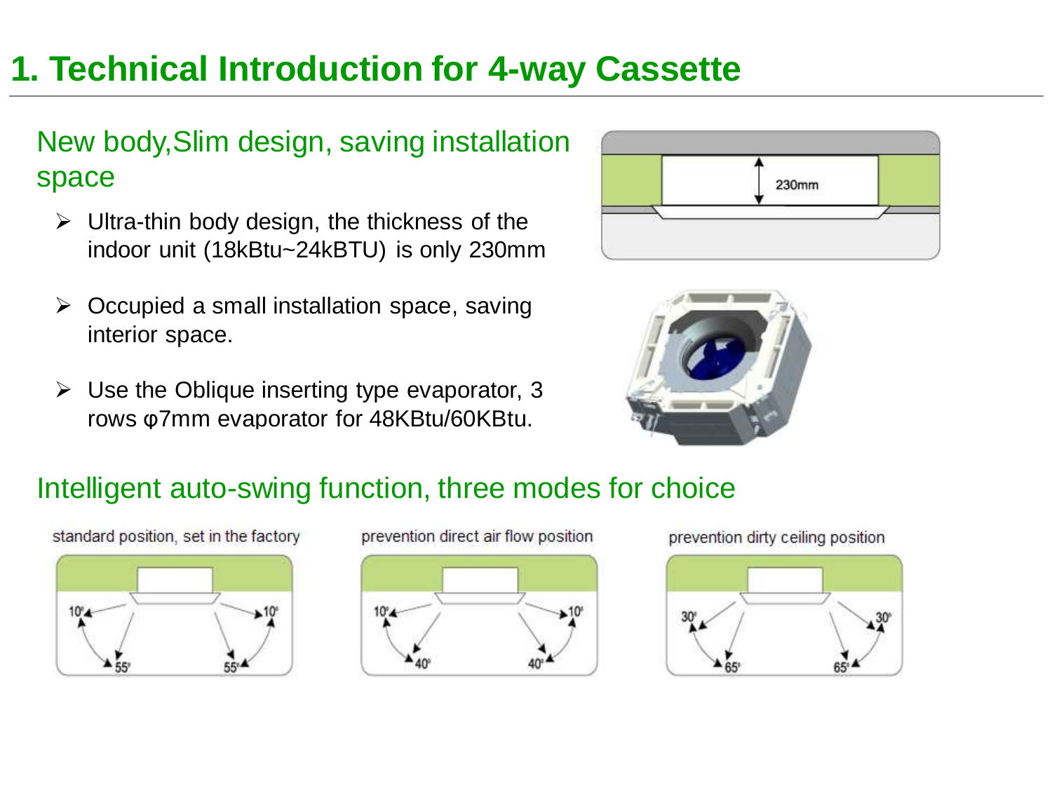# 1. Technical Introduction for 4-way Cassette

## New body,Slim design, saving installation space

- Ultra-thin body design, the thickness of the indoor unit (18kBtu~24kBTU) is only 230mm
- Occupied a small installation space, saving interior space.
- Use the Oblique inserting type evaporator, 3 rows φ7mm evaporator for 48KBtu/60KBtu.

230mm

## Intelligent auto-swing function, three modes for choice

standard position, set in the factory

10° 10° 55° 55°

prevention direct air flow position

10° 10° 40° 40°

prevention dirty ceiling position

30° 30° 65° 65°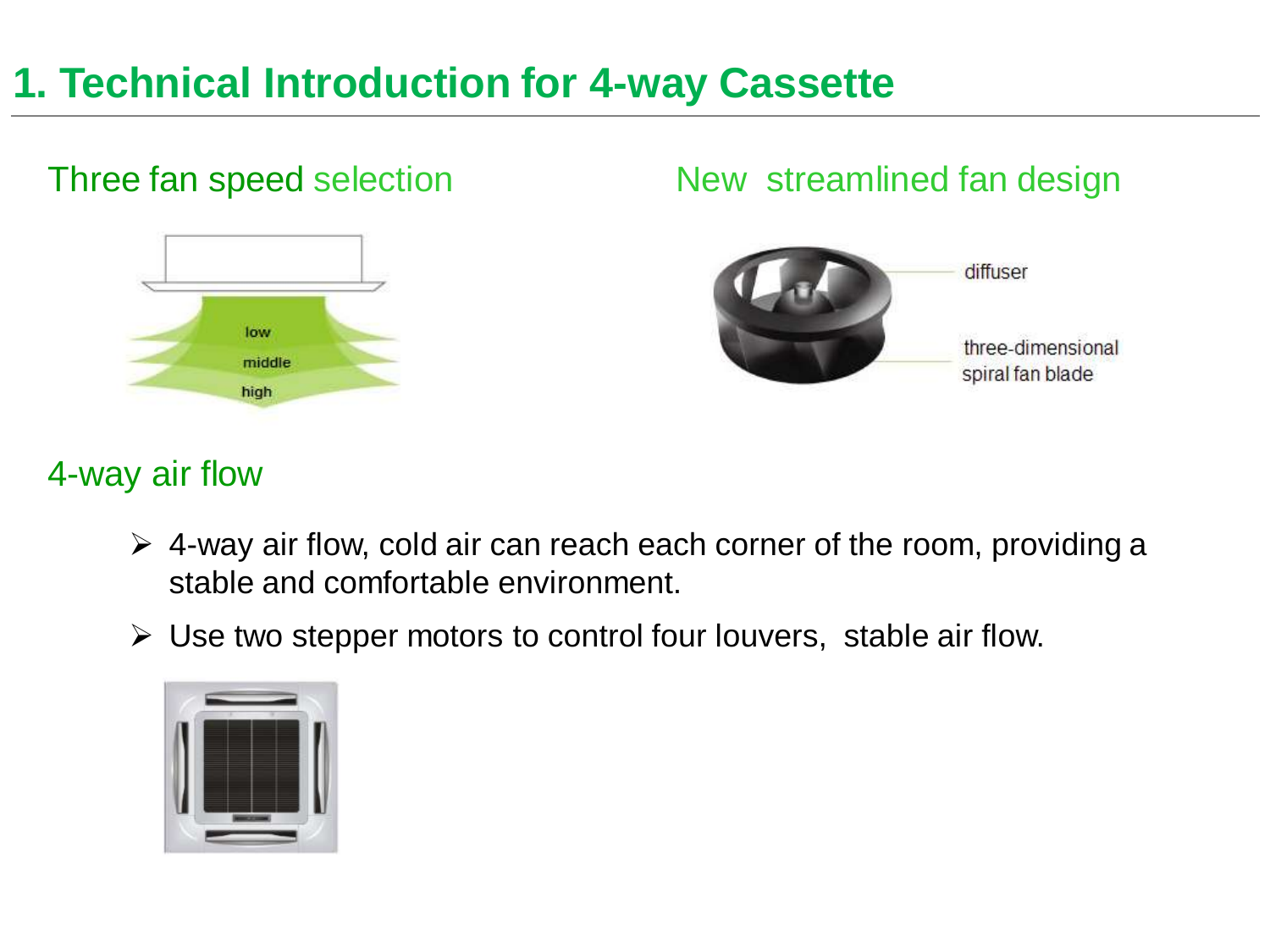# 1. Technical Introduction for 4-way Cassette

## Three fan speed selection

low

middle

high

## New streamlined fan design

diffuser

three-dimensional spiral fan blade

## 4-way air flow

- 4-way air flow, cold air can reach each corner of the room, providing a stable and comfortable environment.
- Use two stepper motors to control four louvers, stable air flow.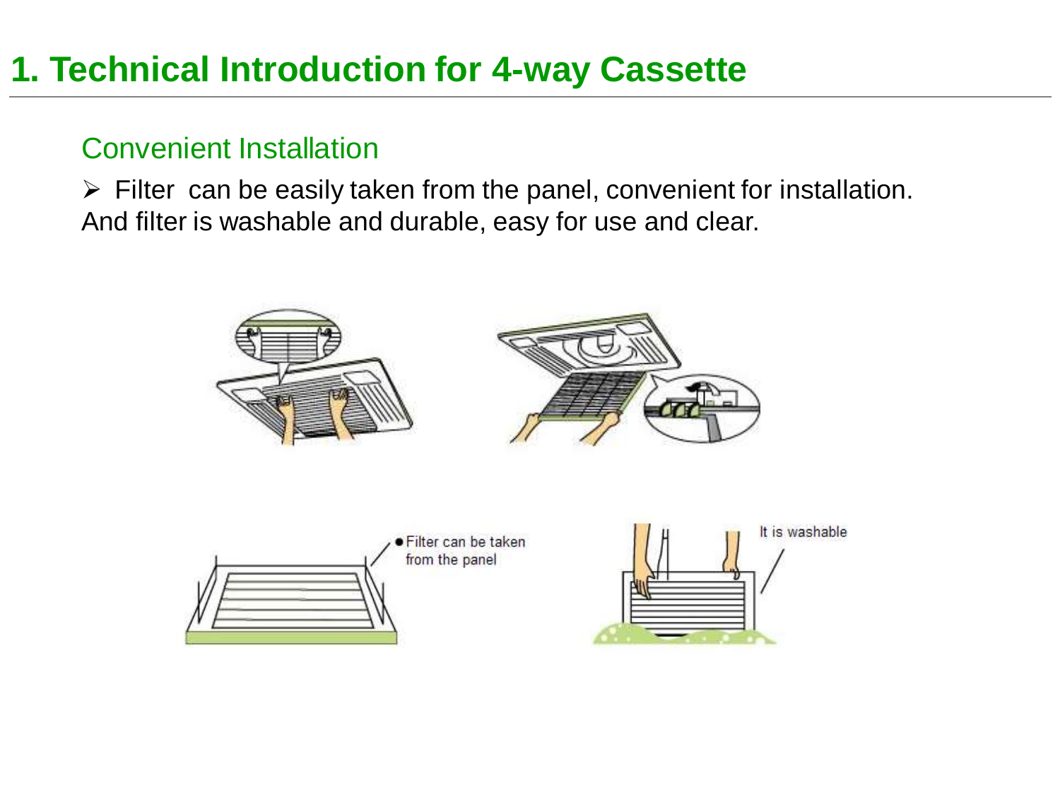# 1. Technical Introduction for 4-way Cassette

## Convenient Installation

- Filter can be easily taken from the panel, convenient for installation. And filter is washable and durable, easy for use and clear.

Filter can be taken from the panel

It is washable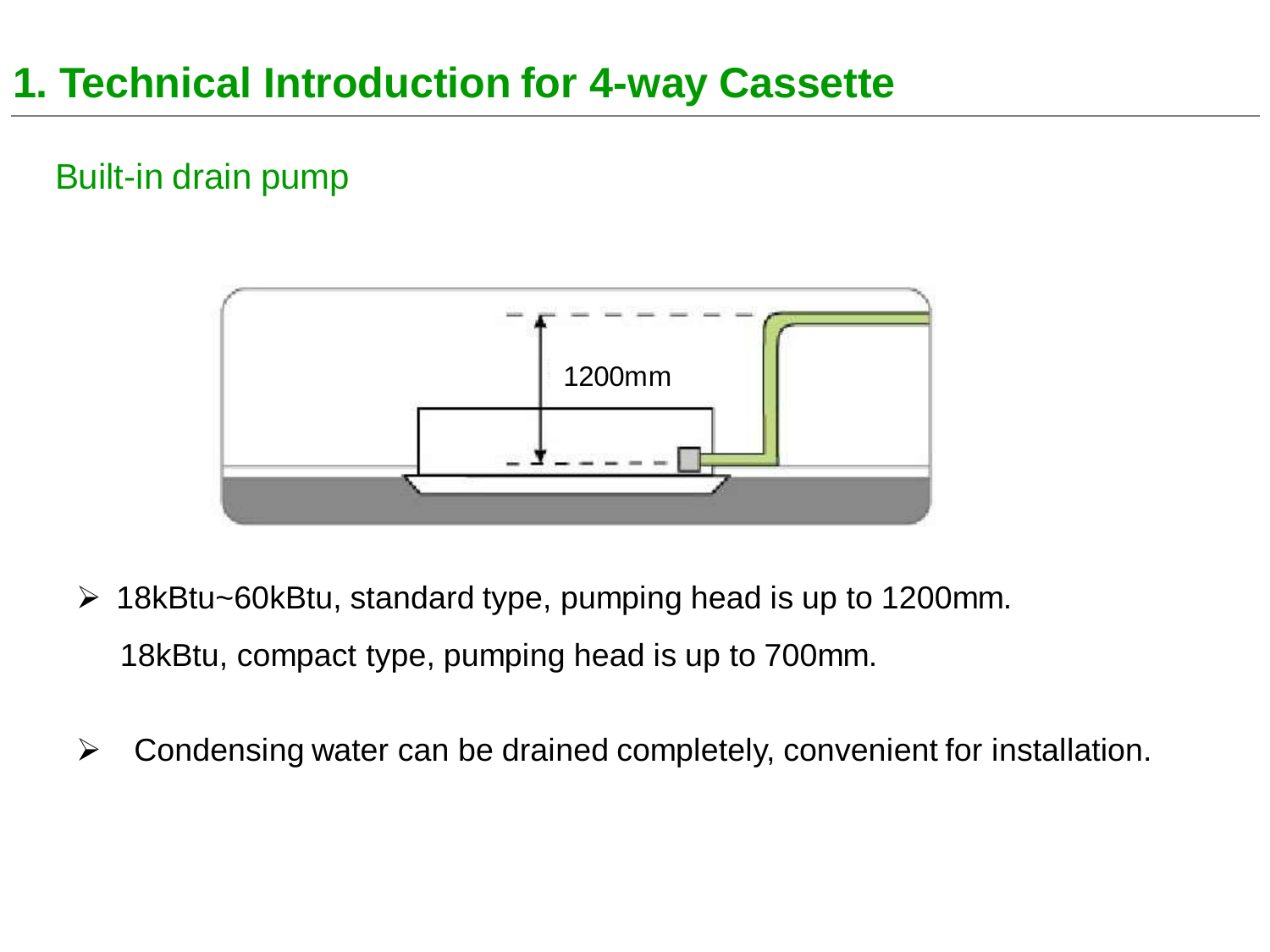# 1. Technical Introduction for 4-way Cassette

## Built-in drain pump

1200mm

- 18kBtu~60kBtu, standard type, pumping head is up to 1200mm.
  18kBtu, compact type, pumping head is up to 700mm.

- Condensing water can be drained completely, convenient for installation.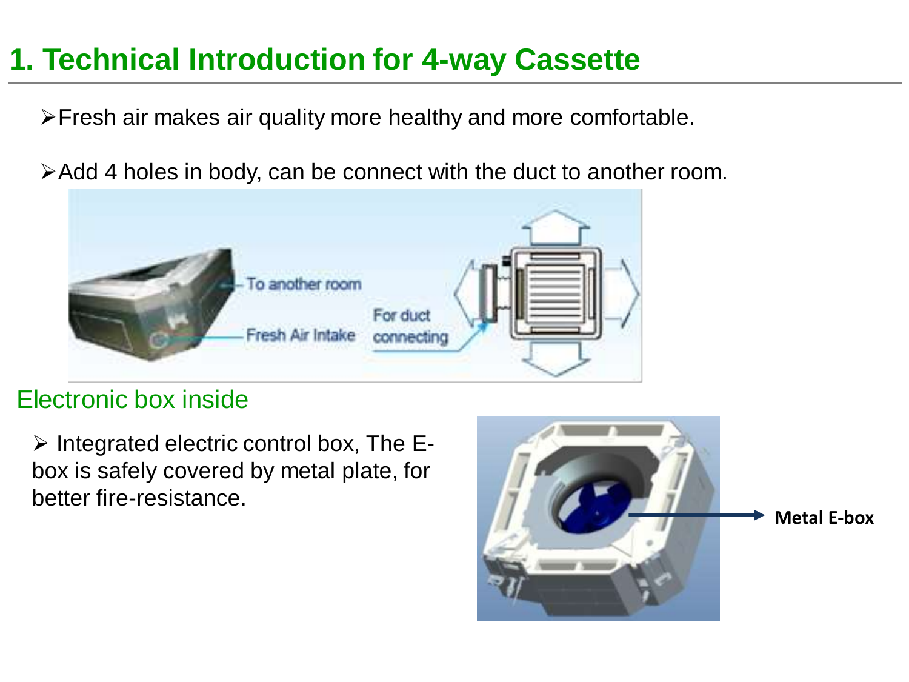# 1. Technical Introduction for 4-way Cassette

- Fresh air makes air quality more healthy and more comfortable.

- Add 4 holes in body, can be connect with the duct to another room.

To another room

Fresh Air Intake

For duct connecting

## Electronic box inside

- Integrated electric control box, The E-box is safely covered by metal plate, for better fire-resistance.

**Metal E-box**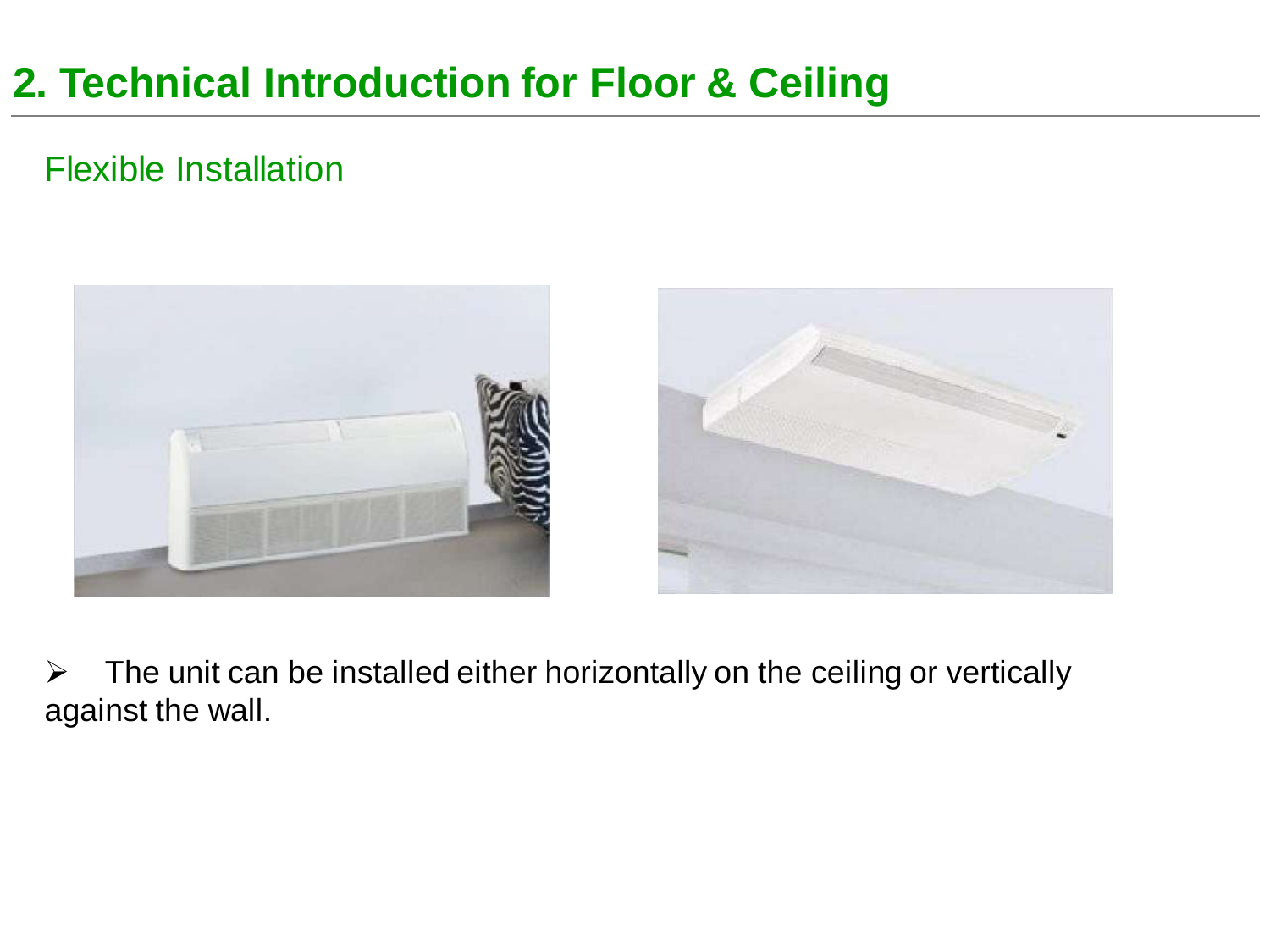## 2. Technical Introduction for Floor & Ceiling

### Flexible Installation

- The unit can be installed either horizontally on the ceiling or vertically against the wall.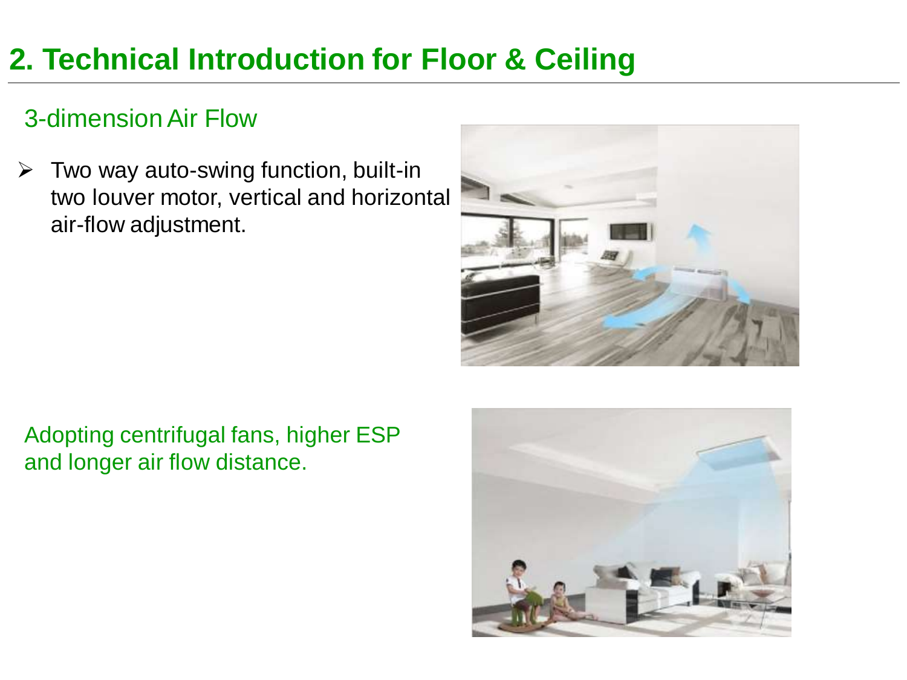# 2. Technical Introduction for Floor & Ceiling

## 3-dimension Air Flow

- Two way auto-swing function, built-in two louver motor, vertical and horizontal air-flow adjustment.

Adopting centrifugal fans, higher ESP and longer air flow distance.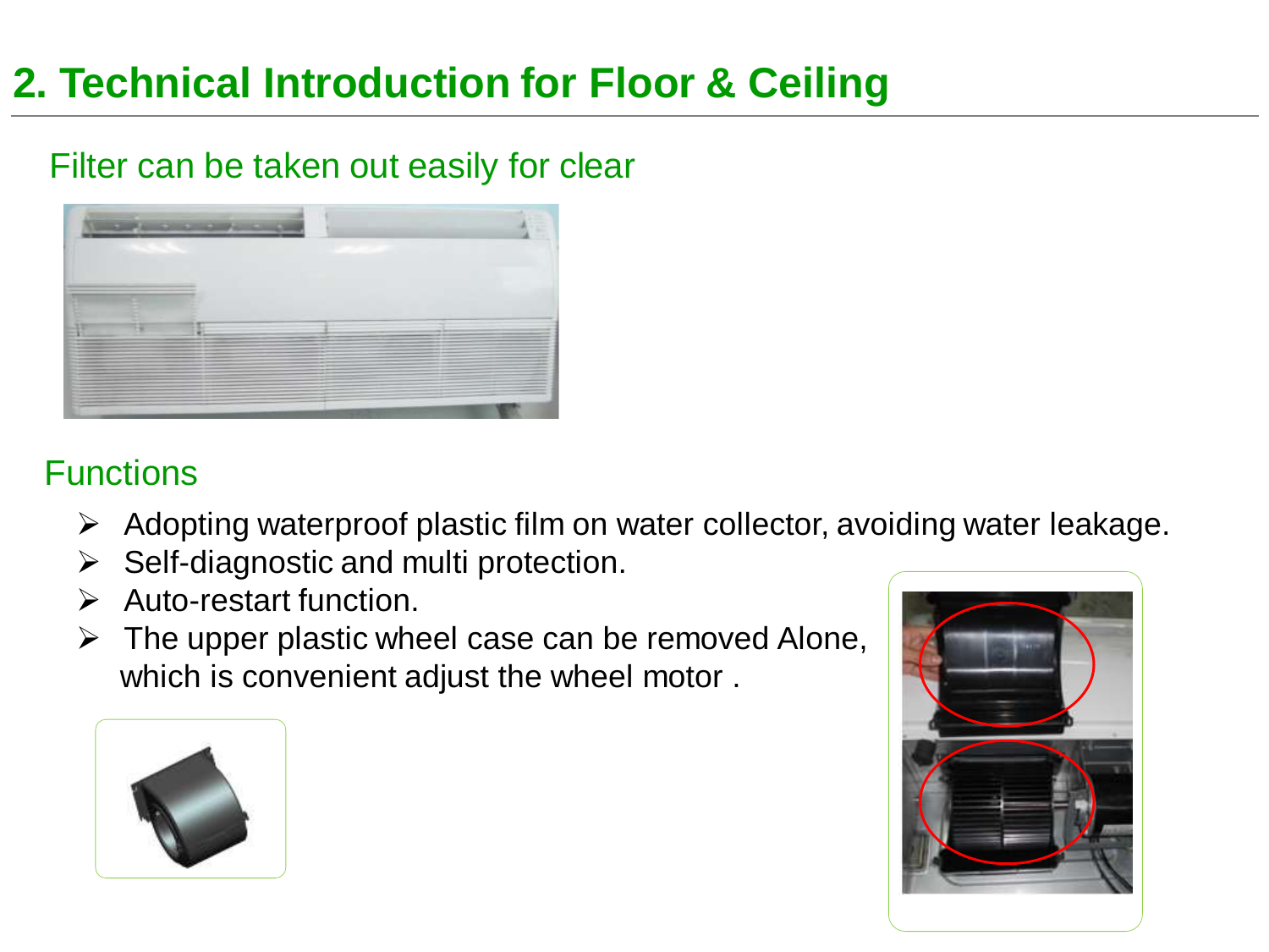## 2. Technical Introduction for Floor & Ceiling

### Filter can be taken out easily for clear

### Functions

- Adopting waterproof plastic film on water collector, avoiding water leakage.
- Self-diagnostic and multi protection.
- Auto-restart function.
- The upper plastic wheel case can be removed Alone, which is convenient adjust the wheel motor .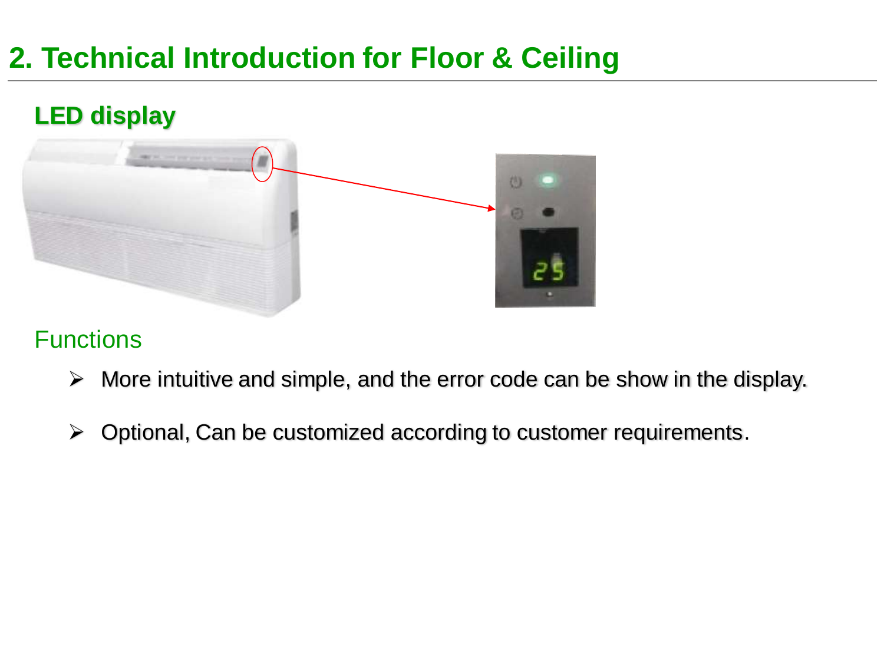# 2. Technical Introduction for Floor & Ceiling

## LED display

### Functions

- More intuitive and simple, and the error code can be show in the display.
- Optional, Can be customized according to customer requirements.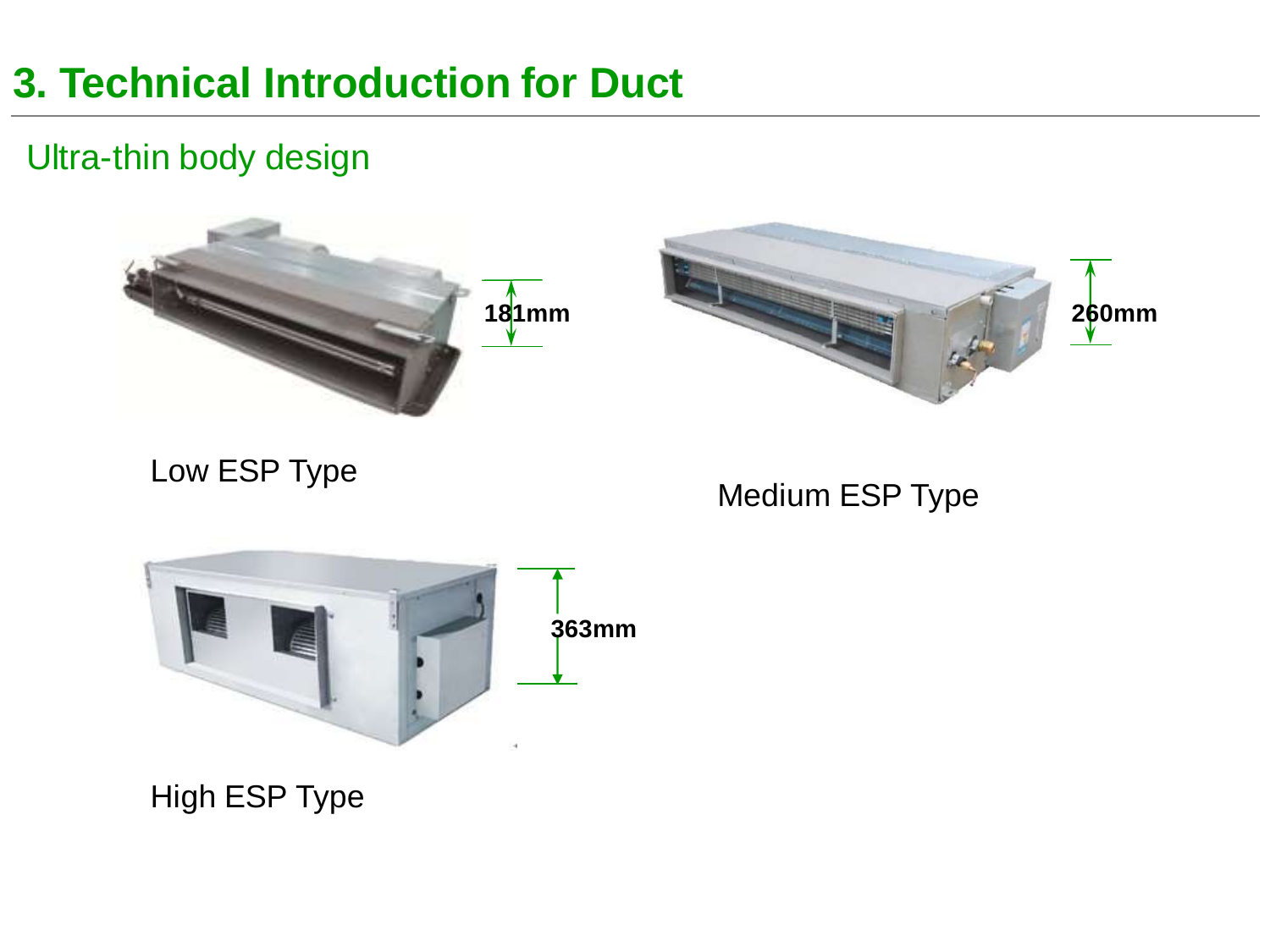# 3. Technical Introduction for Duct

## Ultra-thin body design

181mm

Low ESP Type

260mm

Medium ESP Type

363mm

High ESP Type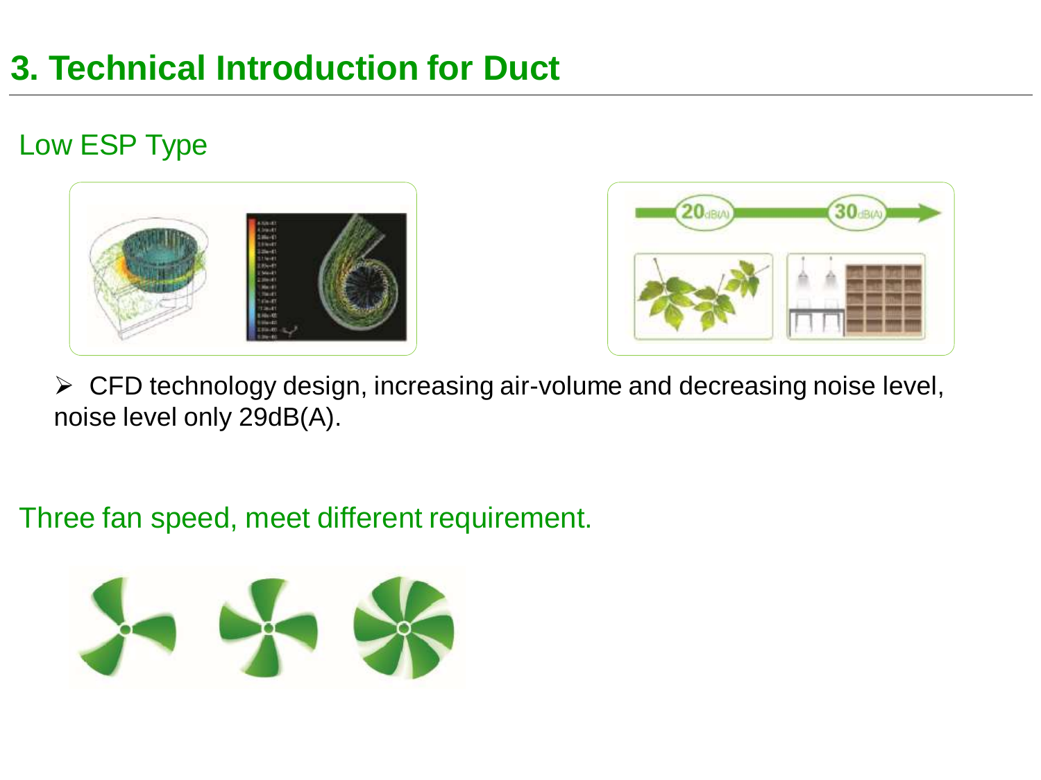# 3. Technical Introduction for Duct

## Low ESP Type

- CFD technology design, increasing air-volume and decreasing noise level, noise level only 29dB(A).

## Three fan speed, meet different requirement.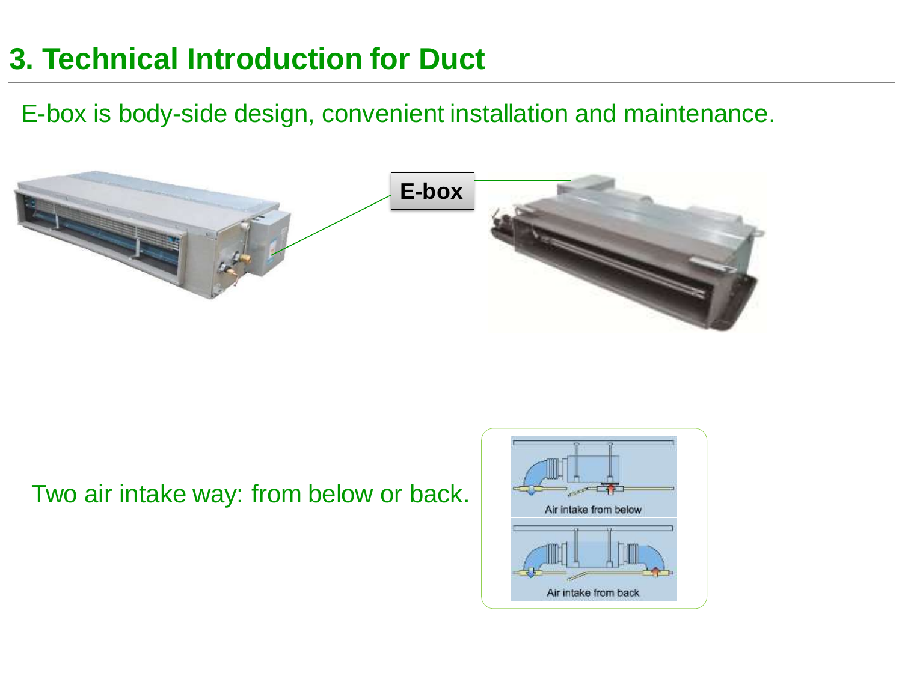# 3. Technical Introduction for Duct

E-box is body-side design, convenient installation and maintenance.

E-box

Two air intake way: from below or back.

Air intake from below

Air intake from back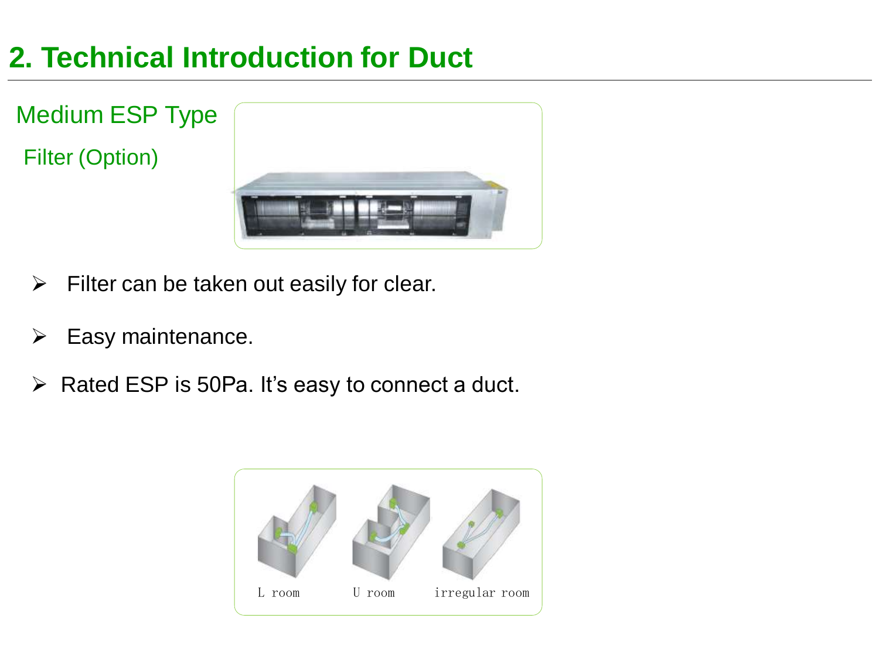## 2. Technical Introduction for Duct

### Medium ESP Type

Filter (Option)

- Filter can be taken out easily for clear.
- Easy maintenance.
- Rated ESP is 50Pa. It's easy to connect a duct.

L room U room irregular room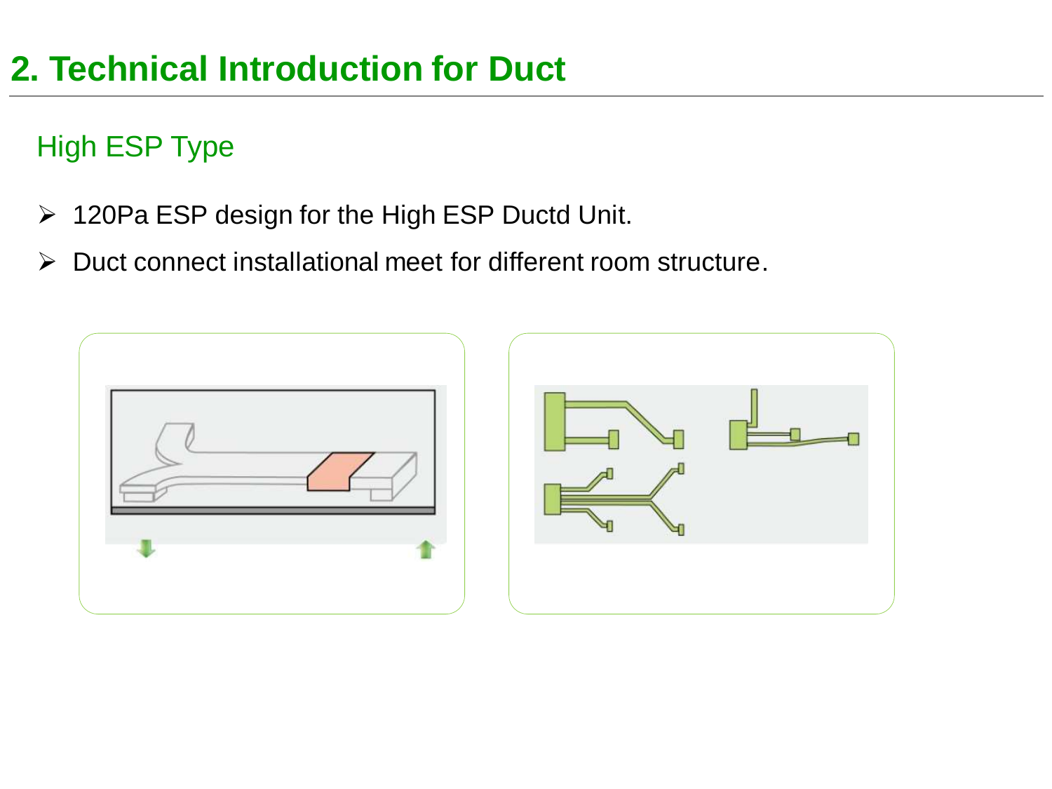# 2. Technical Introduction for Duct

## High ESP Type

- 120Pa ESP design for the High ESP Ductd Unit.
- Duct connect installational meet for different room structure.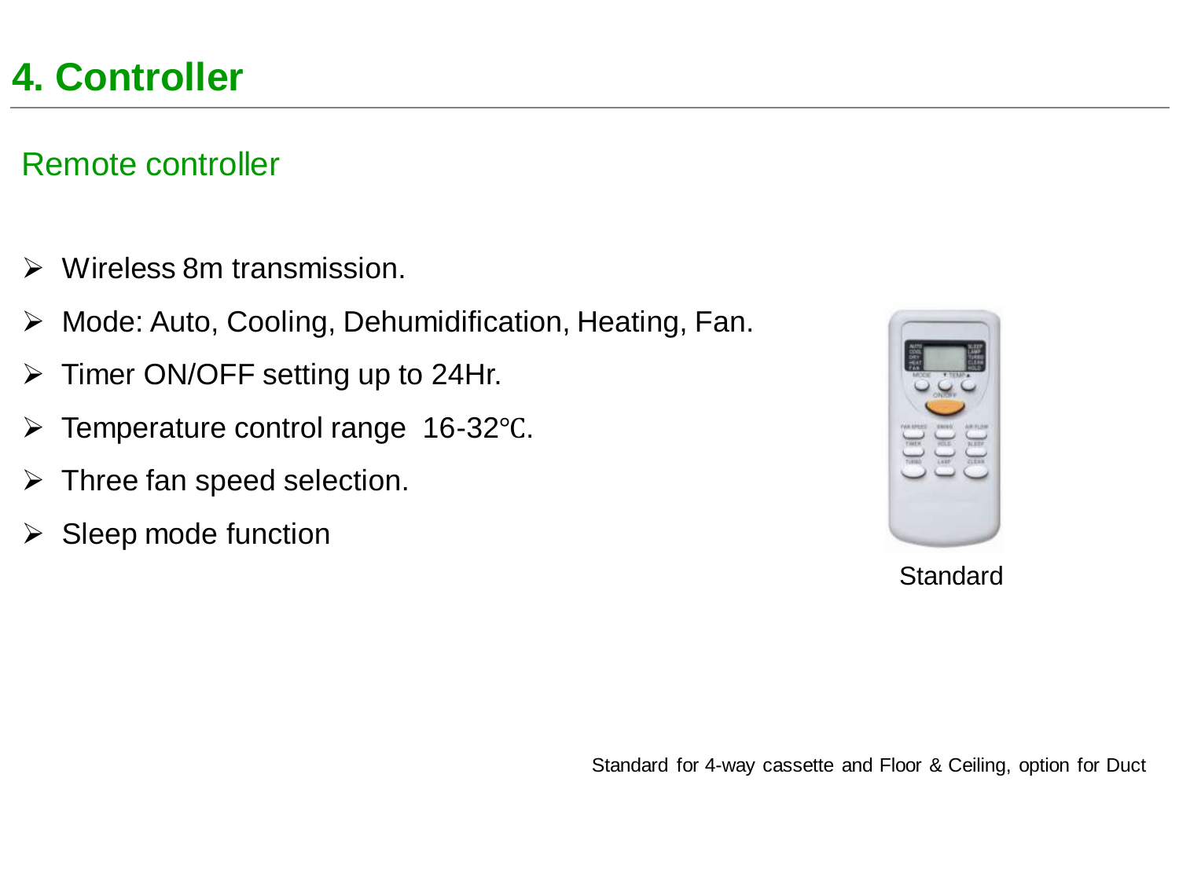# 4. Controller

## Remote controller

- Wireless 8m transmission.
- Mode: Auto, Cooling, Dehumidification, Heating, Fan.
- Timer ON/OFF setting up to 24Hr.
- Temperature control range 16-32℃.
- Three fan speed selection.
- Sleep mode function

Standard

Standard for 4-way cassette and Floor & Ceiling, option for Duct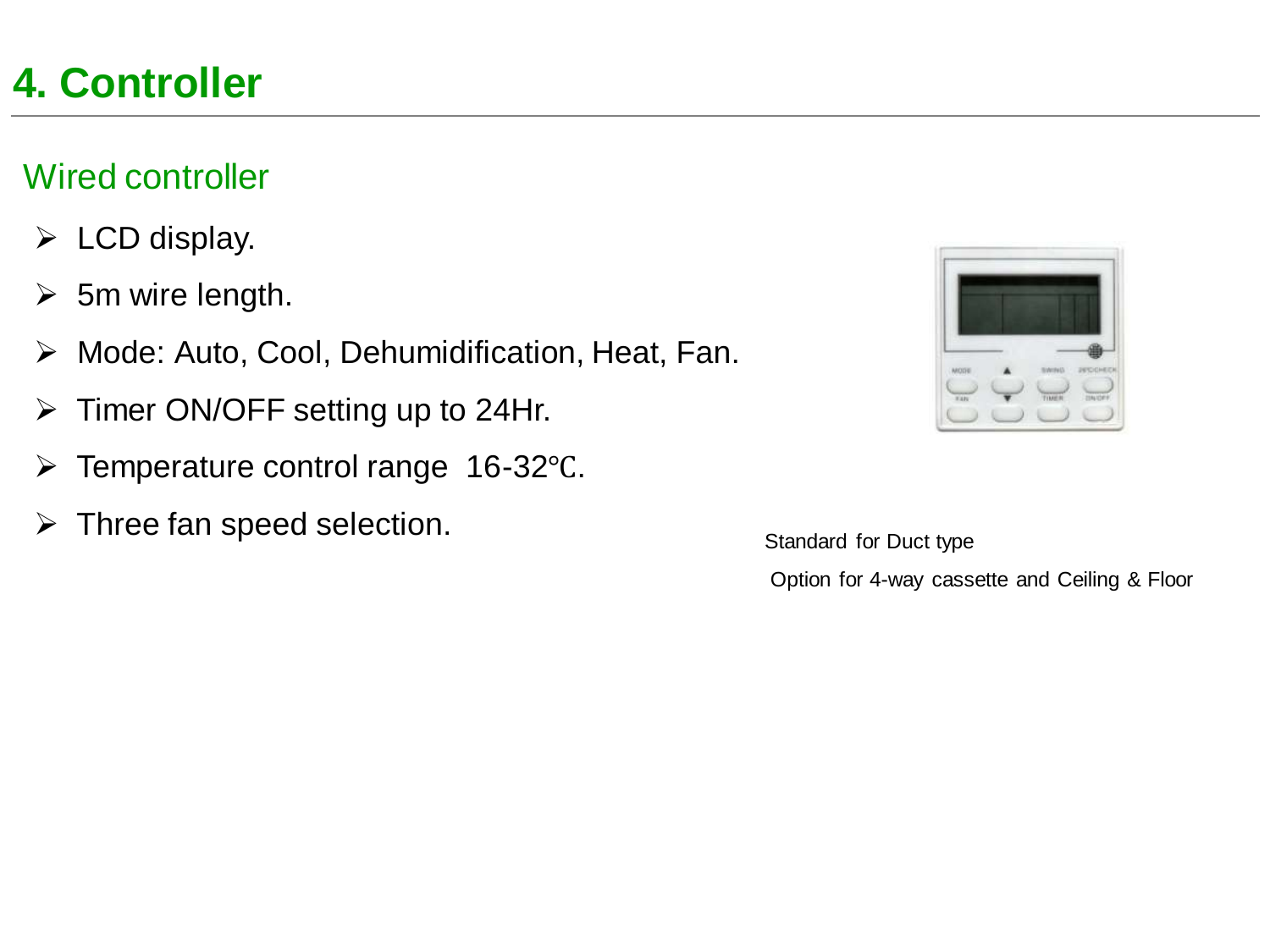# 4. Controller

## Wired controller

- LCD display.
- 5m wire length.
- Mode: Auto, Cool, Dehumidification, Heat, Fan.
- Timer ON/OFF setting up to 24Hr.
- Temperature control range 16-32℃.
- Three fan speed selection.

Standard for Duct type

Option for 4-way cassette and Ceiling & Floor